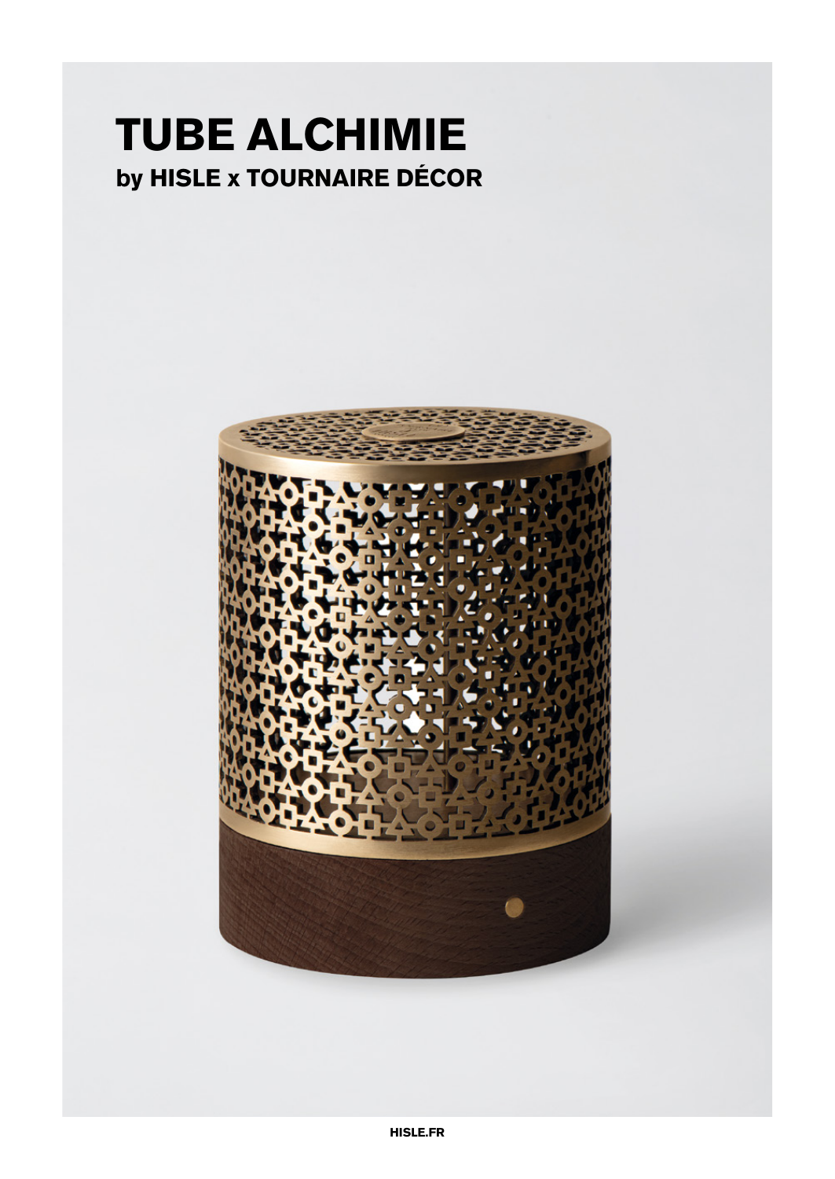# TUBE ALCHIMIE

## by HISLE x TOURNAIRE DÉCOR

HISLE.FR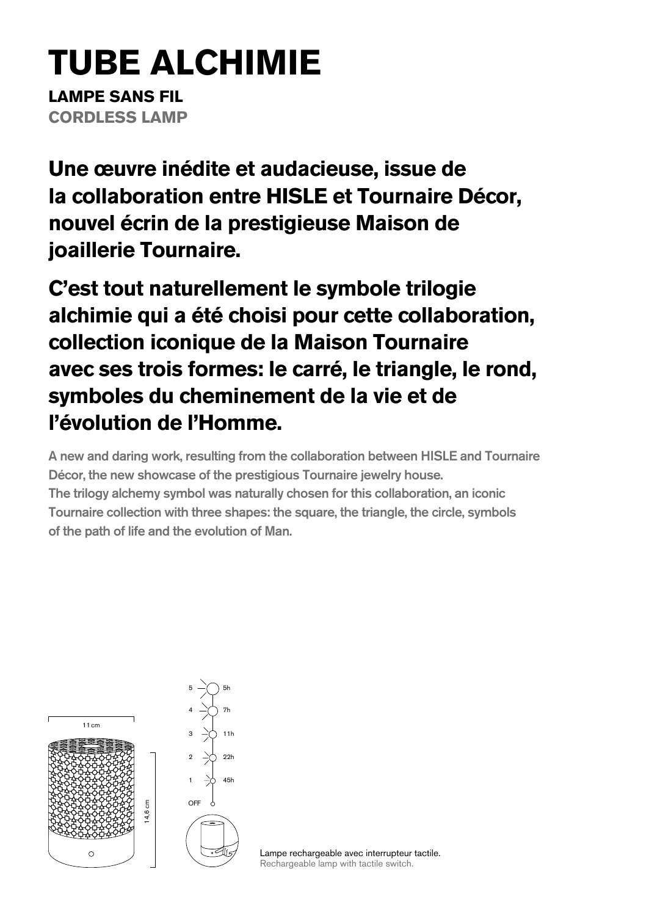# TUBE ALCHIMIE

**LAMPE SANS FIL**
**CORDLESS LAMP**

## Une œuvre inédite et audacieuse, issue de la collaboration entre HISLE et Tournaire Décor, nouvel écrin de la prestigieuse Maison de joaillerie Tournaire.

## C'est tout naturellement le symbole trilogie alchimie qui a été choisi pour cette collaboration, collection iconique de la Maison Tournaire avec ses trois formes: le carré, le triangle, le rond, symboles du cheminement de la vie et de l'évolution de l'Homme.

A new and daring work, resulting from the collaboration between HISLE and Tournaire Décor, the new showcase of the prestigious Tournaire jewelry house.
The trilogy alchemy symbol was naturally chosen for this collaboration, an iconic Tournaire collection with three shapes: the square, the triangle, the circle, symbols of the path of life and the evolution of Man.

11 cm

14,6 cm

| Level | Autonomy |
|---|---|
| 5 | 5h |
| 4 | 7h |
| 3 | 11h |
| 2 | 22h |
| 1 | 45h |
| OFF | |

Lampe rechargeable avec interrupteur tactile.
Rechargeable lamp with tactile switch.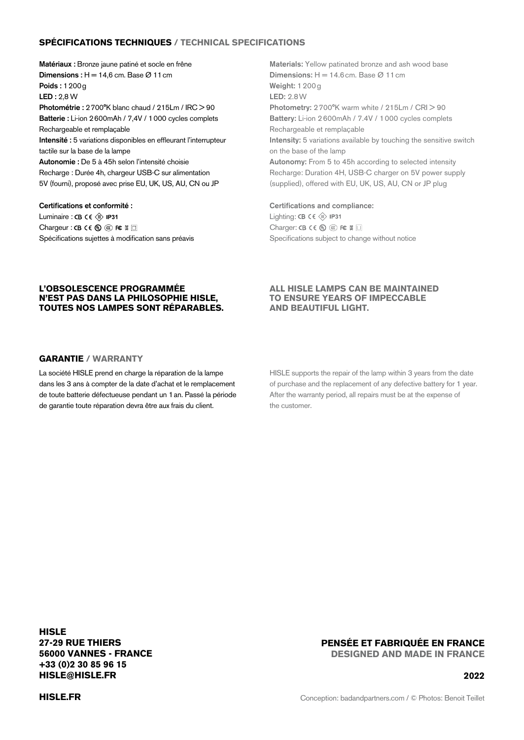## SPÉCIFICATIONS TECHNIQUES / TECHNICAL SPECIFICATIONS

**Matériaux :** Bronze jaune patiné et socle en frêne
**Dimensions :** H = 14,6 cm. Base Ø 11 cm
**Poids :** 1 200 g
**LED :** 2,8 W
**Photométrie :** 2 700°K blanc chaud / 215Lm / IRC > 90
**Batterie :** Li-ion 2 600mAh / 7,4V / 1 000 cycles complets
Rechargeable et remplaçable
**Intensité :** 5 variations disponibles en effleurant l'interrupteur tactile sur la base de la lampe
**Autonomie :** De 5 à 45h selon l'intensité choisie
Recharge : Durée 4h, chargeur USB-C sur alimentation 5V (fourni), proposé avec prise EU, UK, US, AU, CN ou JP

**Certifications et conformité :**
Luminaire : CB CE IP31
Chargeur : CB CE FC
Spécifications sujettes à modification sans préavis

**Materials:** Yellow patinated bronze and ash wood base
**Dimensions:** H = 14.6 cm. Base Ø 11 cm
**Weight:** 1 200 g
**LED:** 2.8 W
**Photometry:** 2 700°K warm white / 215Lm / CRI > 90
**Battery:** Li-ion 2 600mAh / 7.4V / 1 000 cycles complets
Rechargeable et remplaçable
**Intensity:** 5 variations available by touching the sensitive switch on the base of the lamp
**Autonomy:** From 5 to 45h according to selected intensity
Recharge: Duration 4H, USB-C charger on 5V power supply (supplied), offered with EU, UK, US, AU, CN or JP plug

**Certifications and compliance:**
Lighting: CB CE IP31
Charger: CB CE FC
Specifications subject to change without notice

**L'OBSOLESCENCE PROGRAMMÉE N'EST PAS DANS LA PHILOSOPHIE HISLE, TOUTES NOS LAMPES SONT RÉPARABLES.**

**ALL HISLE LAMPS CAN BE MAINTAINED TO ENSURE YEARS OF IMPECCABLE AND BEAUTIFUL LIGHT.**

## GARANTIE / WARRANTY

La société HISLE prend en charge la réparation de la lampe dans les 3 ans à compter de la date d'achat et le remplacement de toute batterie défectueuse pendant un 1 an. Passé la période de garantie toute réparation devra être aux frais du client.

HISLE supports the repair of the lamp within 3 years from the date of purchase and the replacement of any defective battery for 1 year. After the warranty period, all repairs must be at the expense of the customer.

**HISLE**
**27-29 RUE THIERS**
**56000 VANNES - FRANCE**
**+33 (0)2 30 85 96 15**
**HISLE@HISLE.FR**

**HISLE.FR**

**PENSÉE ET FABRIQUÉE EN FRANCE**
**DESIGNED AND MADE IN FRANCE**

**2022**

Conception: badandpartners.com / © Photos: Benoit Teillet